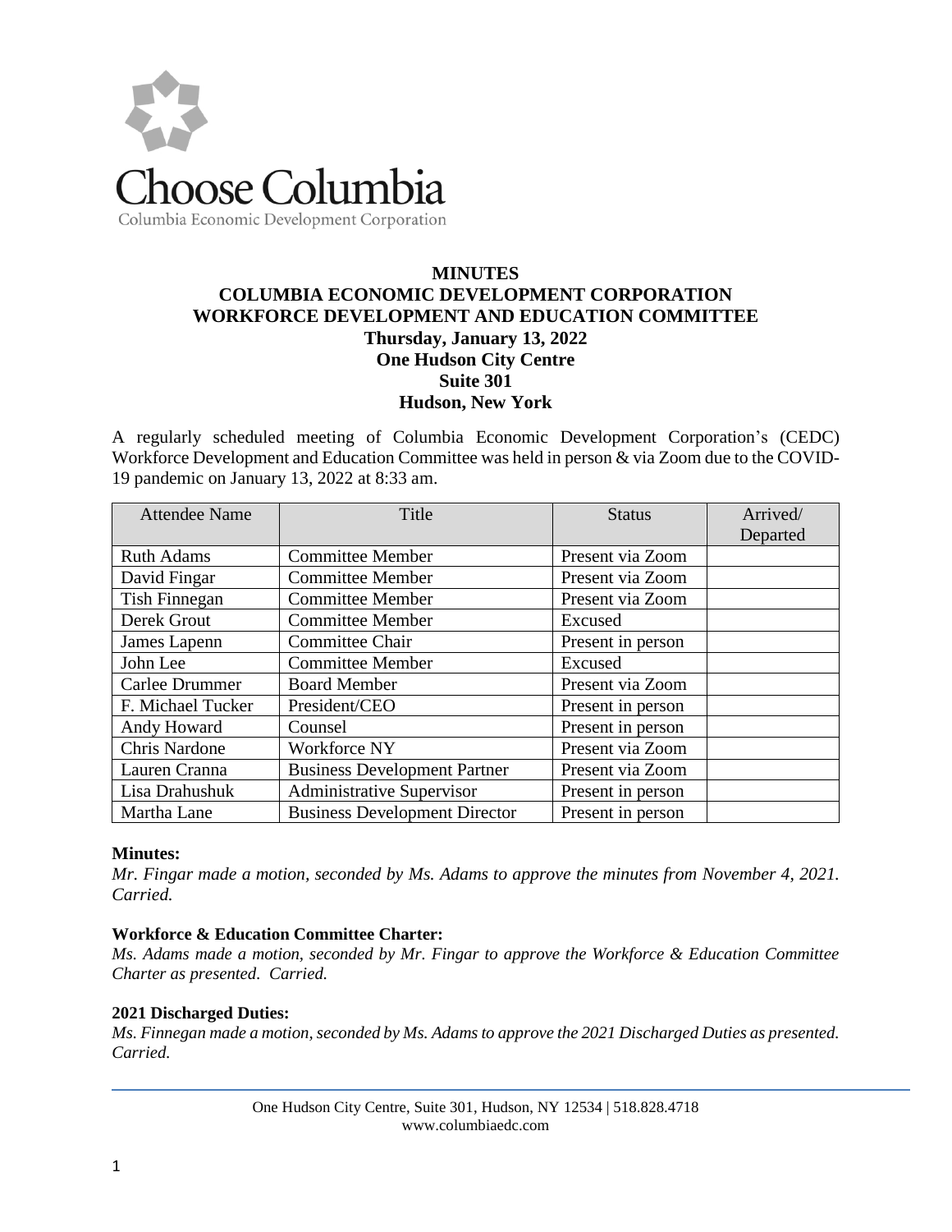Choose Columbia

Columbia Economic Development Corporation

# MINUTES
## COLUMBIA ECONOMIC DEVELOPMENT CORPORATION
## WORKFORCE DEVELOPMENT AND EDUCATION COMMITTEE
### Thursday, January 13, 2022
### One Hudson City Centre
### Suite 301
### Hudson, New York

A regularly scheduled meeting of Columbia Economic Development Corporation's (CEDC) Workforce Development and Education Committee was held in person & via Zoom due to the COVID-19 pandemic on January 13, 2022 at 8:33 am.

| Attendee Name | Title | Status | Arrived/ Departed |
|---|---|---|---|
| Ruth Adams | Committee Member | Present via Zoom | |
| David Fingar | Committee Member | Present via Zoom | |
| Tish Finnegan | Committee Member | Present via Zoom | |
| Derek Grout | Committee Member | Excused | |
| James Lapenn | Committee Chair | Present in person | |
| John Lee | Committee Member | Excused | |
| Carlee Drummer | Board Member | Present via Zoom | |
| F. Michael Tucker | President/CEO | Present in person | |
| Andy Howard | Counsel | Present in person | |
| Chris Nardone | Workforce NY | Present via Zoom | |
| Lauren Cranna | Business Development Partner | Present via Zoom | |
| Lisa Drahushuk | Administrative Supervisor | Present in person | |
| Martha Lane | Business Development Director | Present in person | |

**Minutes:**

*Mr. Fingar made a motion, seconded by Ms. Adams to approve the minutes from November 4, 2021. Carried.*

**Workforce & Education Committee Charter:**

*Ms. Adams made a motion, seconded by Mr. Fingar to approve the Workforce & Education Committee Charter as presented. Carried.*

**2021 Discharged Duties:**

*Ms. Finnegan made a motion, seconded by Ms. Adams to approve the 2021 Discharged Duties as presented. Carried.*

One Hudson City Centre, Suite 301, Hudson, NY 12534 | 518.828.4718
www.columbiaedc.com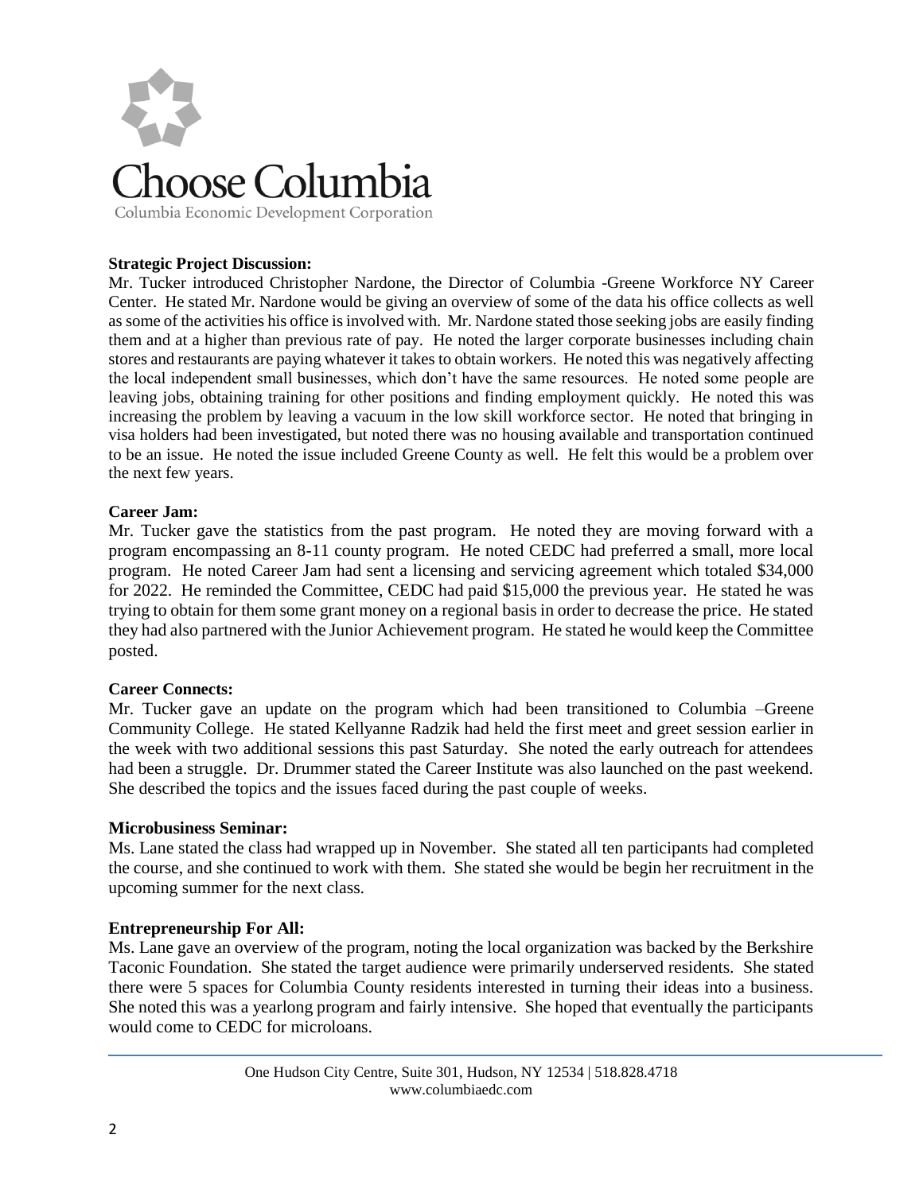**Strategic Project Discussion:**

Mr. Tucker introduced Christopher Nardone, the Director of Columbia -Greene Workforce NY Career Center. He stated Mr. Nardone would be giving an overview of some of the data his office collects as well as some of the activities his office is involved with. Mr. Nardone stated those seeking jobs are easily finding them and at a higher than previous rate of pay. He noted the larger corporate businesses including chain stores and restaurants are paying whatever it takes to obtain workers. He noted this was negatively affecting the local independent small businesses, which don't have the same resources. He noted some people are leaving jobs, obtaining training for other positions and finding employment quickly. He noted this was increasing the problem by leaving a vacuum in the low skill workforce sector. He noted that bringing in visa holders had been investigated, but noted there was no housing available and transportation continued to be an issue. He noted the issue included Greene County as well. He felt this would be a problem over the next few years.

**Career Jam:**

Mr. Tucker gave the statistics from the past program. He noted they are moving forward with a program encompassing an 8-11 county program. He noted CEDC had preferred a small, more local program. He noted Career Jam had sent a licensing and servicing agreement which totaled $34,000 for 2022. He reminded the Committee, CEDC had paid $15,000 the previous year. He stated he was trying to obtain for them some grant money on a regional basis in order to decrease the price. He stated they had also partnered with the Junior Achievement program. He stated he would keep the Committee posted.

**Career Connects:**

Mr. Tucker gave an update on the program which had been transitioned to Columbia –Greene Community College. He stated Kellyanne Radzik had held the first meet and greet session earlier in the week with two additional sessions this past Saturday. She noted the early outreach for attendees had been a struggle. Dr. Drummer stated the Career Institute was also launched on the past weekend. She described the topics and the issues faced during the past couple of weeks.

**Microbusiness Seminar:**

Ms. Lane stated the class had wrapped up in November. She stated all ten participants had completed the course, and she continued to work with them. She stated she would be begin her recruitment in the upcoming summer for the next class.

**Entrepreneurship For All:**

Ms. Lane gave an overview of the program, noting the local organization was backed by the Berkshire Taconic Foundation. She stated the target audience were primarily underserved residents. She stated there were 5 spaces for Columbia County residents interested in turning their ideas into a business. She noted this was a yearlong program and fairly intensive. She hoped that eventually the participants would come to CEDC for microloans.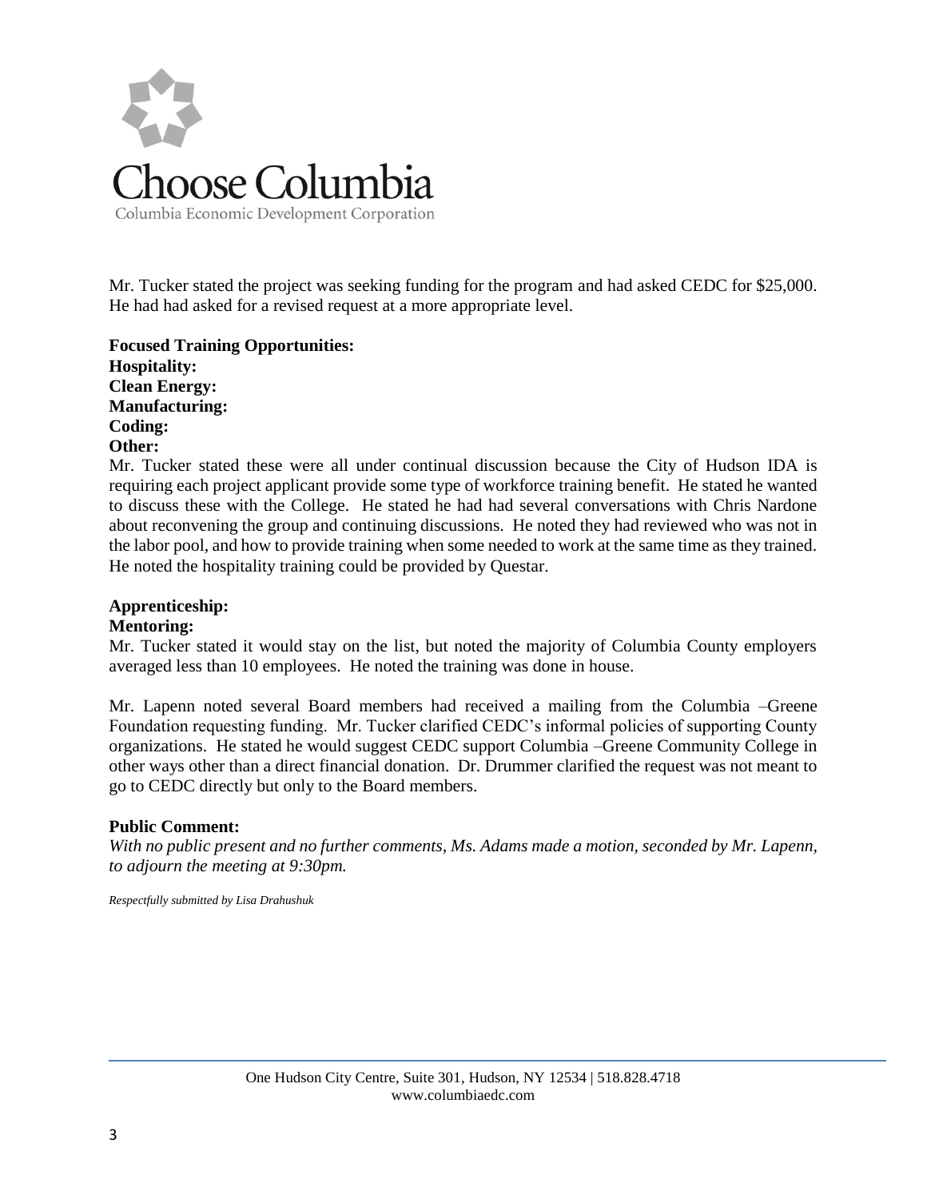Mr. Tucker stated the project was seeking funding for the program and had asked CEDC for $25,000. He had had asked for a revised request at a more appropriate level.

**Focused Training Opportunities:**
**Hospitality:**
**Clean Energy:**
**Manufacturing:**
**Coding:**
**Other:**

Mr. Tucker stated these were all under continual discussion because the City of Hudson IDA is requiring each project applicant provide some type of workforce training benefit. He stated he wanted to discuss these with the College. He stated he had had several conversations with Chris Nardone about reconvening the group and continuing discussions. He noted they had reviewed who was not in the labor pool, and how to provide training when some needed to work at the same time as they trained. He noted the hospitality training could be provided by Questar.

**Apprenticeship:**
**Mentoring:**

Mr. Tucker stated it would stay on the list, but noted the majority of Columbia County employers averaged less than 10 employees. He noted the training was done in house.

Mr. Lapenn noted several Board members had received a mailing from the Columbia –Greene Foundation requesting funding. Mr. Tucker clarified CEDC's informal policies of supporting County organizations. He stated he would suggest CEDC support Columbia –Greene Community College in other ways other than a direct financial donation. Dr. Drummer clarified the request was not meant to go to CEDC directly but only to the Board members.

**Public Comment:**

*With no public present and no further comments, Ms. Adams made a motion, seconded by Mr. Lapenn, to adjourn the meeting at 9:30pm.*

*Respectfully submitted by Lisa Drahushuk*